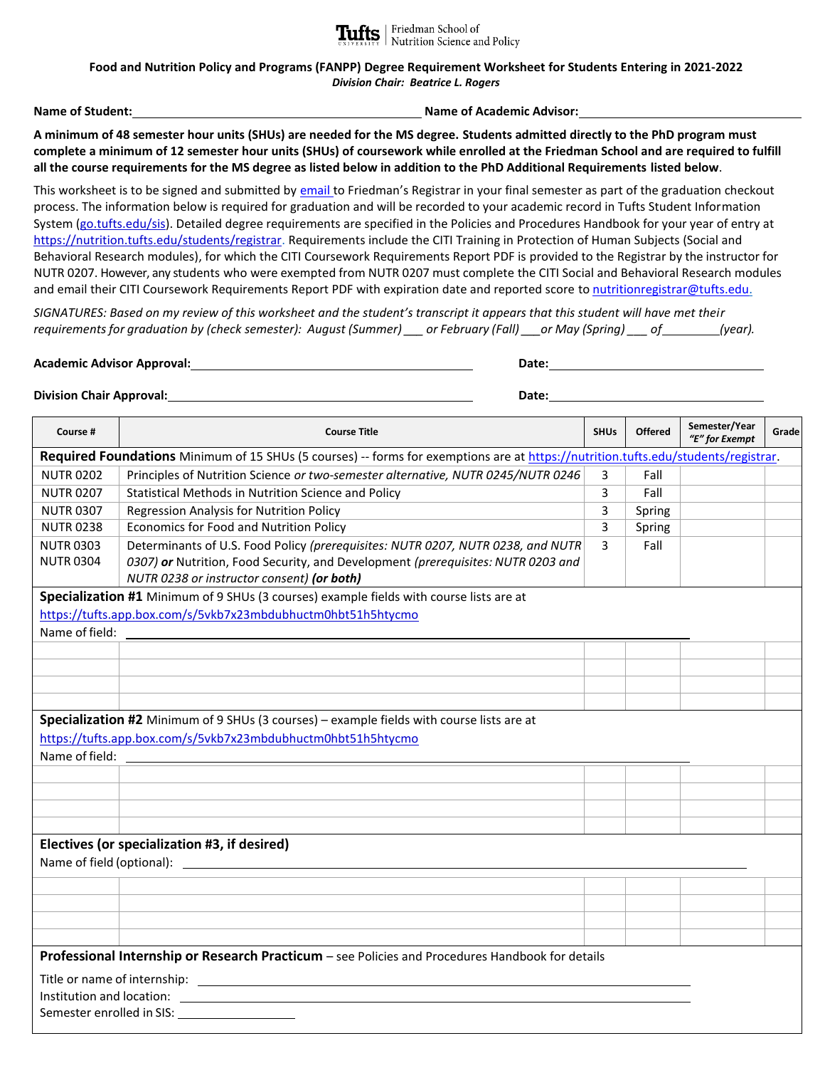Tufts | Friedman School of Nutrition Science and Policy

**Food and Nutrition Policy and Programs (FANPP) Degree Requirement Worksheet for Students Entering in 2021-2022**
***Division Chair: Beatrice L. Rogers***

**Name of Student:** ______________________ **Name of Academic Advisor:** ______________________

**A minimum of 48 semester hour units (SHUs) are needed for the MS degree. Students admitted directly to the PhD program must complete a minimum of 12 semester hour units (SHUs) of coursework while enrolled at the Friedman School and are required to fulfill all the course requirements for the MS degree as listed below in addition to the PhD Additional Requirements listed below**.

This worksheet is to be signed and submitted by email to Friedman's Registrar in your final semester as part of the graduation checkout process. The information below is required for graduation and will be recorded to your academic record in Tufts Student Information System (go.tufts.edu/sis). Detailed degree requirements are specified in the Policies and Procedures Handbook for your year of entry at https://nutrition.tufts.edu/students/registrar. Requirements include the CITI Training in Protection of Human Subjects (Social and Behavioral Research modules), for which the CITI Coursework Requirements Report PDF is provided to the Registrar by the instructor for NUTR 0207. However, any students who were exempted from NUTR 0207 must complete the CITI Social and Behavioral Research modules and email their CITI Coursework Requirements Report PDF with expiration date and reported score to nutritionregistrar@tufts.edu.

*SIGNATURES: Based on my review of this worksheet and the student's transcript it appears that this student will have met their requirements for graduation by (check semester): August (Summer) ___ or February (Fall) ___or May (Spring) ___ of ________(year).*

**Academic Advisor Approval:** ______________________ **Date:** ______________________

**Division Chair Approval:** ______________________ **Date:** ______________________

| Course # | Course Title | SHUs | Offered | Semester/Year *"E" for Exempt* | Grade |
|---|---|---|---|---|---|
| **Required Foundations** Minimum of 15 SHUs (5 courses) -- forms for exemptions are at https://nutrition.tufts.edu/students/registrar. | | | | | |
| NUTR 0202 | Principles of Nutrition Science *or two-semester alternative, NUTR 0245/NUTR 0246* | 3 | Fall | | |
| NUTR 0207 | Statistical Methods in Nutrition Science and Policy | 3 | Fall | | |
| NUTR 0307 | Regression Analysis for Nutrition Policy | 3 | Spring | | |
| NUTR 0238 | Economics for Food and Nutrition Policy | 3 | Spring | | |
| NUTR 0303 NUTR 0304 | Determinants of U.S. Food Policy *(prerequisites: NUTR 0207, NUTR 0238, and NUTR 0307)* ***or*** Nutrition, Food Security, and Development *(prerequisites: NUTR 0203 and NUTR 0238 or instructor consent)* ***(or both)*** | 3 | Fall | | |
| **Specialization #1** Minimum of 9 SHUs (3 courses) example fields with course lists are at https://tufts.app.box.com/s/5vkb7x23mbdubhuctm0hbt51h5htycmo Name of field: ______________________ | | | | | |
| | | | | | |
| | | | | | |
| | | | | | |
| | | | | | |
| **Specialization #2** Minimum of 9 SHUs (3 courses) – example fields with course lists are at https://tufts.app.box.com/s/5vkb7x23mbdubhuctm0hbt51h5htycmo Name of field: ______________________ | | | | | |
| | | | | | |
| | | | | | |
| | | | | | |
| | | | | | |
| **Electives (or specialization #3, if desired)** Name of field (optional): ______________________ | | | | | |
| | | | | | |
| | | | | | |
| | | | | | |
| | | | | | |
| **Professional Internship or Research Practicum** – see Policies and Procedures Handbook for details Title or name of internship: ______________________ Institution and location: ______________________ Semester enrolled in SIS: ______________________ | | | | | |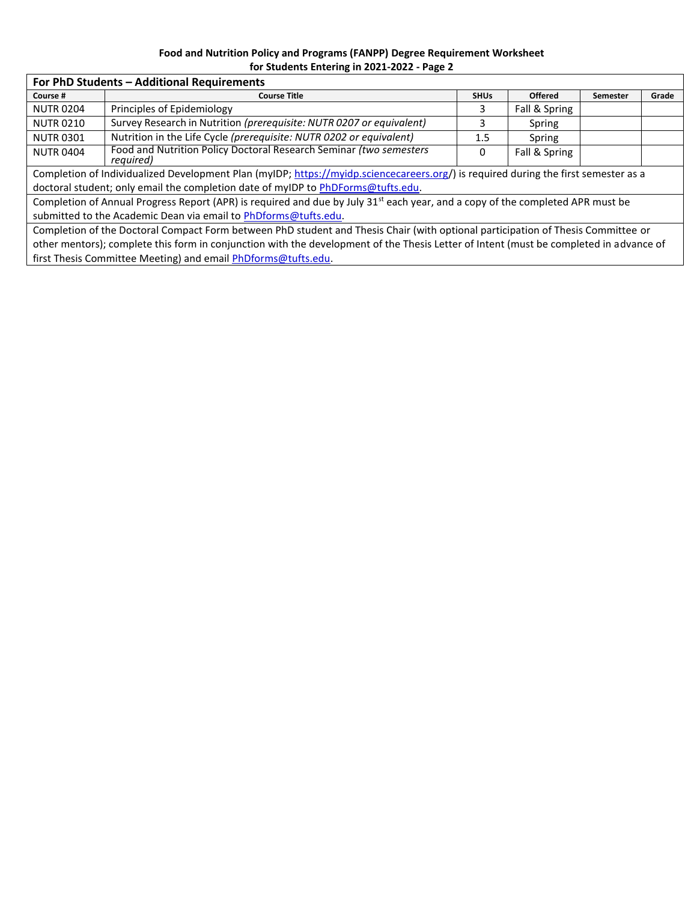**Food and Nutrition Policy and Programs (FANPP) Degree Requirement Worksheet for Students Entering in 2021-2022 - Page 2**

**For PhD Students – Additional Requirements**

| Course # | Course Title | SHUs | Offered | Semester | Grade |
|---|---|---|---|---|---|
| NUTR 0204 | Principles of Epidemiology | 3 | Fall & Spring | | |
| NUTR 0210 | Survey Research in Nutrition *(prerequisite: NUTR 0207 or equivalent)* | 3 | Spring | | |
| NUTR 0301 | Nutrition in the Life Cycle *(prerequisite: NUTR 0202 or equivalent)* | 1.5 | Spring | | |
| NUTR 0404 | Food and Nutrition Policy Doctoral Research Seminar *(two semesters required)* | 0 | Fall & Spring | | |

Completion of Individualized Development Plan (myIDP; https://myidp.sciencecareers.org/) is required during the first semester as a doctoral student; only email the completion date of myIDP to PhDForms@tufts.edu.

Completion of Annual Progress Report (APR) is required and due by July 31st each year, and a copy of the completed APR must be submitted to the Academic Dean via email to PhDforms@tufts.edu.

Completion of the Doctoral Compact Form between PhD student and Thesis Chair (with optional participation of Thesis Committee or other mentors); complete this form in conjunction with the development of the Thesis Letter of Intent (must be completed in advance of first Thesis Committee Meeting) and email PhDforms@tufts.edu.